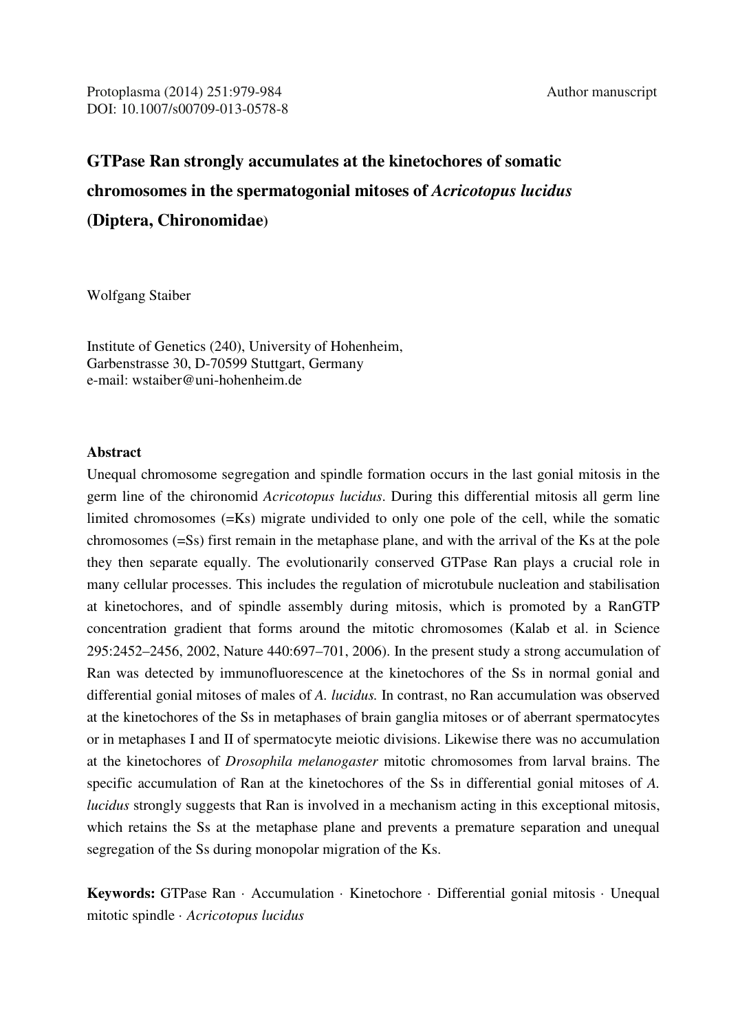Protoplasma (2014) 251:979-984 Author manuscript
DOI: 10.1007/s00709-013-0578-8

# GTPase Ran strongly accumulates at the kinetochores of somatic chromosomes in the spermatogonial mitoses of *Acricotopus lucidus* (Diptera, Chironomidae)

Wolfgang Staiber

Institute of Genetics (240), University of Hohenheim,
Garbenstrasse 30, D-70599 Stuttgart, Germany
e-mail: wstaiber@uni-hohenheim.de

## Abstract

Unequal chromosome segregation and spindle formation occurs in the last gonial mitosis in the germ line of the chironomid *Acricotopus lucidus*. During this differential mitosis all germ line limited chromosomes (=Ks) migrate undivided to only one pole of the cell, while the somatic chromosomes (=Ss) first remain in the metaphase plane, and with the arrival of the Ks at the pole they then separate equally. The evolutionarily conserved GTPase Ran plays a crucial role in many cellular processes. This includes the regulation of microtubule nucleation and stabilisation at kinetochores, and of spindle assembly during mitosis, which is promoted by a RanGTP concentration gradient that forms around the mitotic chromosomes (Kalab et al. in Science 295:2452–2456, 2002, Nature 440:697–701, 2006). In the present study a strong accumulation of Ran was detected by immunofluorescence at the kinetochores of the Ss in normal gonial and differential gonial mitoses of males of *A. lucidus.* In contrast, no Ran accumulation was observed at the kinetochores of the Ss in metaphases of brain ganglia mitoses or of aberrant spermatocytes or in metaphases I and II of spermatocyte meiotic divisions. Likewise there was no accumulation at the kinetochores of *Drosophila melanogaster* mitotic chromosomes from larval brains. The specific accumulation of Ran at the kinetochores of the Ss in differential gonial mitoses of *A. lucidus* strongly suggests that Ran is involved in a mechanism acting in this exceptional mitosis, which retains the Ss at the metaphase plane and prevents a premature separation and unequal segregation of the Ss during monopolar migration of the Ks.

**Keywords:** GTPase Ran · Accumulation · Kinetochore · Differential gonial mitosis · Unequal mitotic spindle · *Acricotopus lucidus*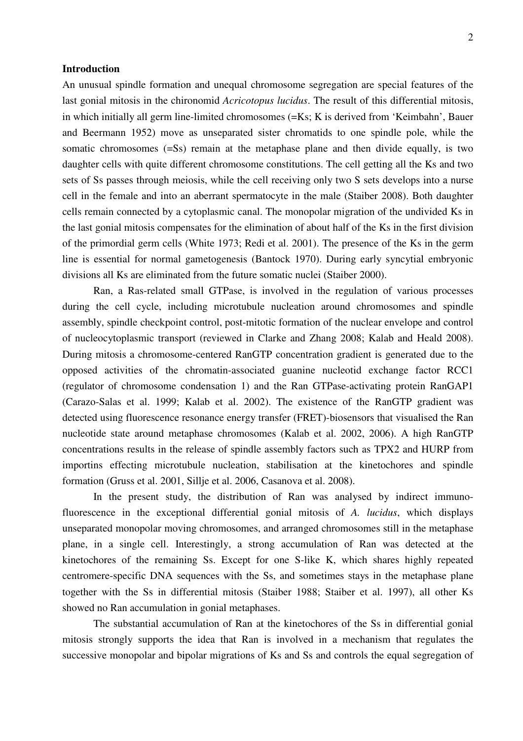**Introduction**

An unusual spindle formation and unequal chromosome segregation are special features of the last gonial mitosis in the chironomid *Acricotopus lucidus*. The result of this differential mitosis, in which initially all germ line-limited chromosomes (=Ks; K is derived from 'Keimbahn', Bauer and Beermann 1952) move as unseparated sister chromatids to one spindle pole, while the somatic chromosomes (=Ss) remain at the metaphase plane and then divide equally, is two daughter cells with quite different chromosome constitutions. The cell getting all the Ks and two sets of Ss passes through meiosis, while the cell receiving only two S sets develops into a nurse cell in the female and into an aberrant spermatocyte in the male (Staiber 2008). Both daughter cells remain connected by a cytoplasmic canal. The monopolar migration of the undivided Ks in the last gonial mitosis compensates for the elimination of about half of the Ks in the first division of the primordial germ cells (White 1973; Redi et al. 2001). The presence of the Ks in the germ line is essential for normal gametogenesis (Bantock 1970). During early syncytial embryonic divisions all Ks are eliminated from the future somatic nuclei (Staiber 2000).

Ran, a Ras-related small GTPase, is involved in the regulation of various processes during the cell cycle, including microtubule nucleation around chromosomes and spindle assembly, spindle checkpoint control, post-mitotic formation of the nuclear envelope and control of nucleocytoplasmic transport (reviewed in Clarke and Zhang 2008; Kalab and Heald 2008). During mitosis a chromosome-centered RanGTP concentration gradient is generated due to the opposed activities of the chromatin-associated guanine nucleotid exchange factor RCC1 (regulator of chromosome condensation 1) and the Ran GTPase-activating protein RanGAP1 (Carazo-Salas et al. 1999; Kalab et al. 2002). The existence of the RanGTP gradient was detected using fluorescence resonance energy transfer (FRET)-biosensors that visualised the Ran nucleotide state around metaphase chromosomes (Kalab et al. 2002, 2006). A high RanGTP concentrations results in the release of spindle assembly factors such as TPX2 and HURP from importins effecting microtubule nucleation, stabilisation at the kinetochores and spindle formation (Gruss et al. 2001, Sillje et al. 2006, Casanova et al. 2008).

In the present study, the distribution of Ran was analysed by indirect immuno-fluorescence in the exceptional differential gonial mitosis of *A. lucidus*, which displays unseparated monopolar moving chromosomes, and arranged chromosomes still in the metaphase plane, in a single cell. Interestingly, a strong accumulation of Ran was detected at the kinetochores of the remaining Ss. Except for one S-like K, which shares highly repeated centromere-specific DNA sequences with the Ss, and sometimes stays in the metaphase plane together with the Ss in differential mitosis (Staiber 1988; Staiber et al. 1997), all other Ks showed no Ran accumulation in gonial metaphases.

The substantial accumulation of Ran at the kinetochores of the Ss in differential gonial mitosis strongly supports the idea that Ran is involved in a mechanism that regulates the successive monopolar and bipolar migrations of Ks and Ss and controls the equal segregation of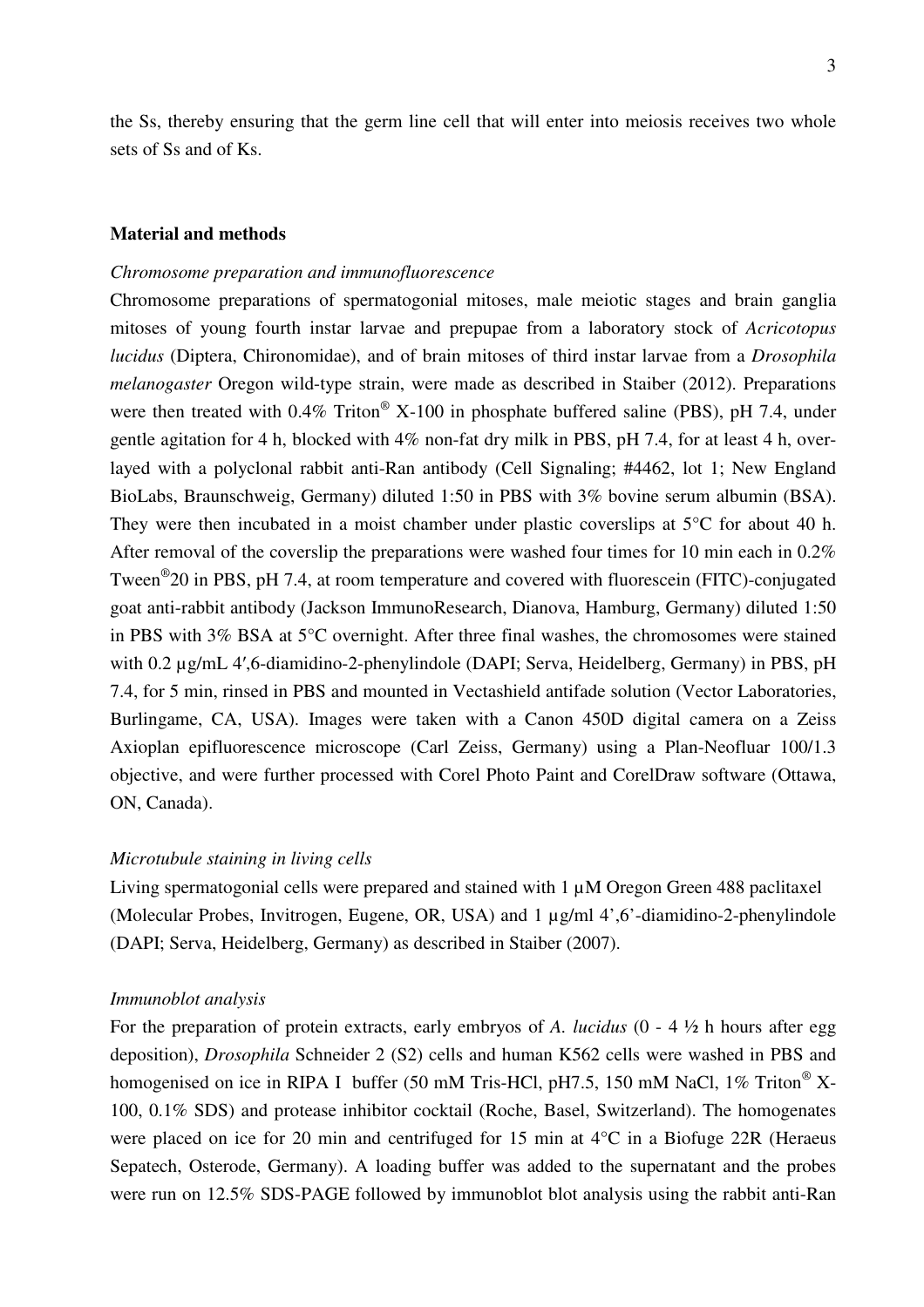the Ss, thereby ensuring that the germ line cell that will enter into meiosis receives two whole sets of Ss and of Ks.

## Material and methods

### *Chromosome preparation and immunofluorescence*

Chromosome preparations of spermatogonial mitoses, male meiotic stages and brain ganglia mitoses of young fourth instar larvae and prepupae from a laboratory stock of *Acricotopus lucidus* (Diptera, Chironomidae), and of brain mitoses of third instar larvae from a *Drosophila melanogaster* Oregon wild-type strain, were made as described in Staiber (2012). Preparations were then treated with 0.4% Triton® X-100 in phosphate buffered saline (PBS), pH 7.4, under gentle agitation for 4 h, blocked with 4% non-fat dry milk in PBS, pH 7.4, for at least 4 h, over-layed with a polyclonal rabbit anti-Ran antibody (Cell Signaling; #4462, lot 1; New England BioLabs, Braunschweig, Germany) diluted 1:50 in PBS with 3% bovine serum albumin (BSA). They were then incubated in a moist chamber under plastic coverslips at 5°C for about 40 h. After removal of the coverslip the preparations were washed four times for 10 min each in 0.2% Tween®20 in PBS, pH 7.4, at room temperature and covered with fluorescein (FITC)-conjugated goat anti-rabbit antibody (Jackson ImmunoResearch, Dianova, Hamburg, Germany) diluted 1:50 in PBS with 3% BSA at 5°C overnight. After three final washes, the chromosomes were stained with 0.2 µg/mL 4′,6-diamidino-2-phenylindole (DAPI; Serva, Heidelberg, Germany) in PBS, pH 7.4, for 5 min, rinsed in PBS and mounted in Vectashield antifade solution (Vector Laboratories, Burlingame, CA, USA). Images were taken with a Canon 450D digital camera on a Zeiss Axioplan epifluorescence microscope (Carl Zeiss, Germany) using a Plan-Neofluar 100/1.3 objective, and were further processed with Corel Photo Paint and CorelDraw software (Ottawa, ON, Canada).

### *Microtubule staining in living cells*

Living spermatogonial cells were prepared and stained with 1 µM Oregon Green 488 paclitaxel (Molecular Probes, Invitrogen, Eugene, OR, USA) and 1 µg/ml 4',6'-diamidino-2-phenylindole (DAPI; Serva, Heidelberg, Germany) as described in Staiber (2007).

### *Immunoblot analysis*

For the preparation of protein extracts, early embryos of *A. lucidus* (0 - 4 ½ h hours after egg deposition), *Drosophila* Schneider 2 (S2) cells and human K562 cells were washed in PBS and homogenised on ice in RIPA I buffer (50 mM Tris-HCl, pH7.5, 150 mM NaCl, 1% Triton® X-100, 0.1% SDS) and protease inhibitor cocktail (Roche, Basel, Switzerland). The homogenates were placed on ice for 20 min and centrifuged for 15 min at 4°C in a Biofuge 22R (Heraeus Sepatech, Osterode, Germany). A loading buffer was added to the supernatant and the probes were run on 12.5% SDS-PAGE followed by immunoblot blot analysis using the rabbit anti-Ran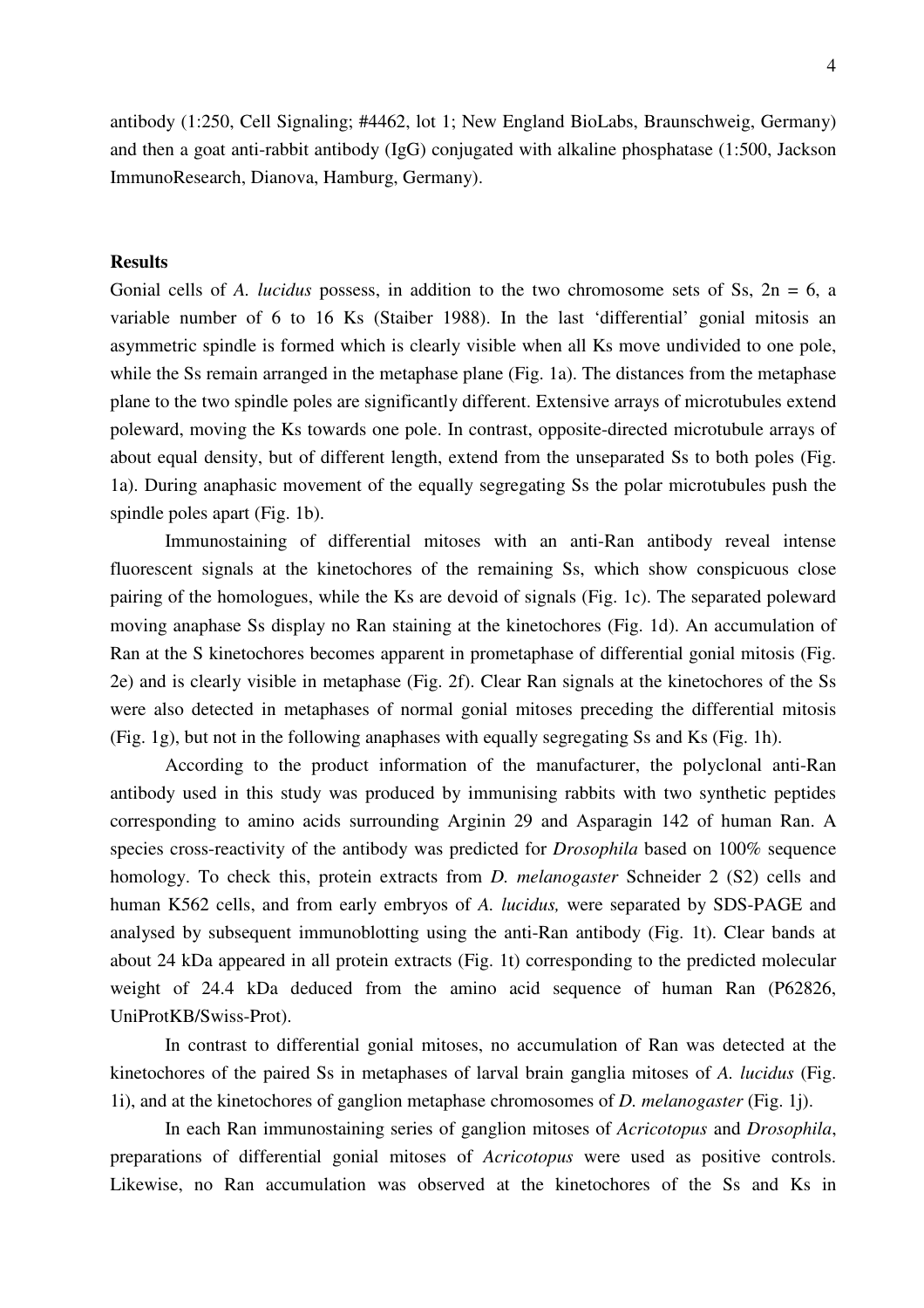antibody (1:250, Cell Signaling; #4462, lot 1; New England BioLabs, Braunschweig, Germany) and then a goat anti-rabbit antibody (IgG) conjugated with alkaline phosphatase (1:500, Jackson ImmunoResearch, Dianova, Hamburg, Germany).

## Results

Gonial cells of *A. lucidus* possess, in addition to the two chromosome sets of Ss, 2n = 6, a variable number of 6 to 16 Ks (Staiber 1988). In the last 'differential' gonial mitosis an asymmetric spindle is formed which is clearly visible when all Ks move undivided to one pole, while the Ss remain arranged in the metaphase plane (Fig. 1a). The distances from the metaphase plane to the two spindle poles are significantly different. Extensive arrays of microtubules extend poleward, moving the Ks towards one pole. In contrast, opposite-directed microtubule arrays of about equal density, but of different length, extend from the unseparated Ss to both poles (Fig. 1a). During anaphasic movement of the equally segregating Ss the polar microtubules push the spindle poles apart (Fig. 1b).

Immunostaining of differential mitoses with an anti-Ran antibody reveal intense fluorescent signals at the kinetochores of the remaining Ss, which show conspicuous close pairing of the homologues, while the Ks are devoid of signals (Fig. 1c). The separated poleward moving anaphase Ss display no Ran staining at the kinetochores (Fig. 1d). An accumulation of Ran at the S kinetochores becomes apparent in prometaphase of differential gonial mitosis (Fig. 2e) and is clearly visible in metaphase (Fig. 2f). Clear Ran signals at the kinetochores of the Ss were also detected in metaphases of normal gonial mitoses preceding the differential mitosis (Fig. 1g), but not in the following anaphases with equally segregating Ss and Ks (Fig. 1h).

According to the product information of the manufacturer, the polyclonal anti-Ran antibody used in this study was produced by immunising rabbits with two synthetic peptides corresponding to amino acids surrounding Arginin 29 and Asparagin 142 of human Ran. A species cross-reactivity of the antibody was predicted for *Drosophila* based on 100% sequence homology. To check this, protein extracts from *D. melanogaster* Schneider 2 (S2) cells and human K562 cells, and from early embryos of *A. lucidus,* were separated by SDS-PAGE and analysed by subsequent immunoblotting using the anti-Ran antibody (Fig. 1t). Clear bands at about 24 kDa appeared in all protein extracts (Fig. 1t) corresponding to the predicted molecular weight of 24.4 kDa deduced from the amino acid sequence of human Ran (P62826, UniProtKB/Swiss-Prot).

In contrast to differential gonial mitoses, no accumulation of Ran was detected at the kinetochores of the paired Ss in metaphases of larval brain ganglia mitoses of *A. lucidus* (Fig. 1i), and at the kinetochores of ganglion metaphase chromosomes of *D. melanogaster* (Fig. 1j).

In each Ran immunostaining series of ganglion mitoses of *Acricotopus* and *Drosophila*, preparations of differential gonial mitoses of *Acricotopus* were used as positive controls. Likewise, no Ran accumulation was observed at the kinetochores of the Ss and Ks in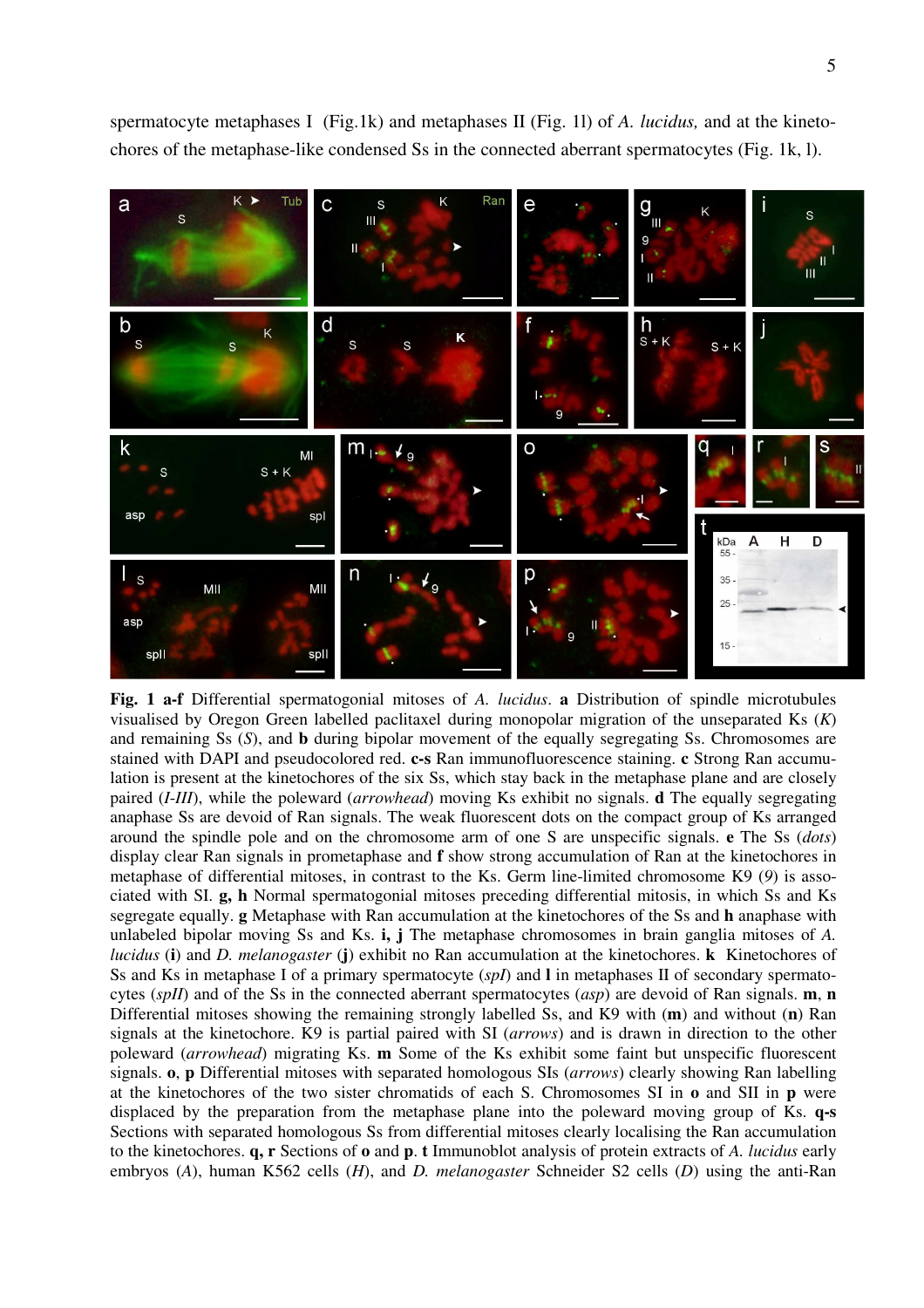spermatocyte metaphases I (Fig.1k) and metaphases II (Fig. 1l) of *A. lucidus,* and at the kinetochores of the metaphase-like condensed Ss in the connected aberrant spermatocytes (Fig. 1k, l).

**Fig. 1 a-f** Differential spermatogonial mitoses of *A. lucidus*. **a** Distribution of spindle microtubules visualised by Oregon Green labelled paclitaxel during monopolar migration of the unseparated Ks (*K*) and remaining Ss (*S*), and **b** during bipolar movement of the equally segregating Ss. Chromosomes are stained with DAPI and pseudocolored red. **c-s** Ran immunofluorescence staining. **c** Strong Ran accumulation is present at the kinetochores of the six Ss, which stay back in the metaphase plane and are closely paired (*I-III*), while the poleward (*arrowhead*) moving Ks exhibit no signals. **d** The equally segregating anaphase Ss are devoid of Ran signals. The weak fluorescent dots on the compact group of Ks arranged around the spindle pole and on the chromosome arm of one S are unspecific signals. **e** The Ss (*dots*) display clear Ran signals in prometaphase and **f** show strong accumulation of Ran at the kinetochores in metaphase of differential mitoses, in contrast to the Ks. Germ line-limited chromosome K9 (*9*) is associated with SI. **g, h** Normal spermatogonial mitoses preceding differential mitosis, in which Ss and Ks segregate equally. **g** Metaphase with Ran accumulation at the kinetochores of the Ss and **h** anaphase with unlabeled bipolar moving Ss and Ks. **i, j** The metaphase chromosomes in brain ganglia mitoses of *A. lucidus* (**i**) and *D. melanogaster* (**j**) exhibit no Ran accumulation at the kinetochores. **k** Kinetochores of Ss and Ks in metaphase I of a primary spermatocyte (*spI*) and **l** in metaphases II of secondary spermatocytes (*spII*) and of the Ss in the connected aberrant spermatocytes (*asp*) are devoid of Ran signals. **m**, **n** Differential mitoses showing the remaining strongly labelled Ss, and K9 with (**m**) and without (**n**) Ran signals at the kinetochore. K9 is partial paired with SI (*arrows*) and is drawn in direction to the other poleward (*arrowhead*) migrating Ks. **m** Some of the Ks exhibit some faint but unspecific fluorescent signals. **o**, **p** Differential mitoses with separated homologous SIs (*arrows*) clearly showing Ran labelling at the kinetochores of the two sister chromatids of each S. Chromosomes SI in **o** and SII in **p** were displaced by the preparation from the metaphase plane into the poleward moving group of Ks. **q-s** Sections with separated homologous Ss from differential mitoses clearly localising the Ran accumulation to the kinetochores. **q, r** Sections of **o** and **p**. **t** Immunoblot analysis of protein extracts of *A. lucidus* early embryos (*A*), human K562 cells (*H*), and *D. melanogaster* Schneider S2 cells (*D*) using the anti-Ran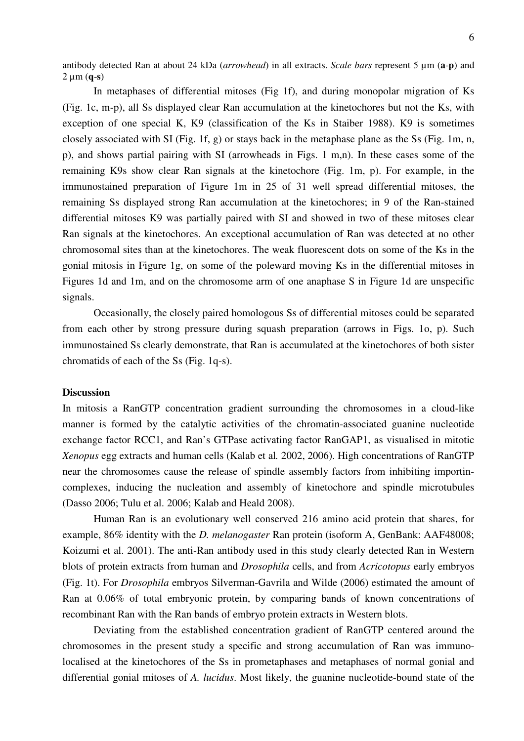antibody detected Ran at about 24 kDa (*arrowhead*) in all extracts. *Scale bars* represent 5 µm (**a**-**p**) and 2 µm (**q**-**s**)

In metaphases of differential mitoses (Fig 1f), and during monopolar migration of Ks (Fig. 1c, m-p), all Ss displayed clear Ran accumulation at the kinetochores but not the Ks, with exception of one special K, K9 (classification of the Ks in Staiber 1988). K9 is sometimes closely associated with SI (Fig. 1f, g) or stays back in the metaphase plane as the Ss (Fig. 1m, n, p), and shows partial pairing with SI (arrowheads in Figs. 1 m,n). In these cases some of the remaining K9s show clear Ran signals at the kinetochore (Fig. 1m, p). For example, in the immunostained preparation of Figure 1m in 25 of 31 well spread differential mitoses, the remaining Ss displayed strong Ran accumulation at the kinetochores; in 9 of the Ran-stained differential mitoses K9 was partially paired with SI and showed in two of these mitoses clear Ran signals at the kinetochores. An exceptional accumulation of Ran was detected at no other chromosomal sites than at the kinetochores. The weak fluorescent dots on some of the Ks in the gonial mitosis in Figure 1g, on some of the poleward moving Ks in the differential mitoses in Figures 1d and 1m, and on the chromosome arm of one anaphase S in Figure 1d are unspecific signals.

Occasionally, the closely paired homologous Ss of differential mitoses could be separated from each other by strong pressure during squash preparation (arrows in Figs. 1o, p). Such immunostained Ss clearly demonstrate, that Ran is accumulated at the kinetochores of both sister chromatids of each of the Ss (Fig. 1q-s).

## Discussion

In mitosis a RanGTP concentration gradient surrounding the chromosomes in a cloud-like manner is formed by the catalytic activities of the chromatin-associated guanine nucleotide exchange factor RCC1, and Ran's GTPase activating factor RanGAP1, as visualised in mitotic *Xenopus* egg extracts and human cells (Kalab et al*.* 2002, 2006). High concentrations of RanGTP near the chromosomes cause the release of spindle assembly factors from inhibiting importin-complexes, inducing the nucleation and assembly of kinetochore and spindle microtubules (Dasso 2006; Tulu et al. 2006; Kalab and Heald 2008).

Human Ran is an evolutionary well conserved 216 amino acid protein that shares, for example, 86% identity with the *D. melanogaster* Ran protein (isoform A, GenBank: AAF48008; Koizumi et al. 2001). The anti-Ran antibody used in this study clearly detected Ran in Western blots of protein extracts from human and *Drosophila* cells, and from *Acricotopus* early embryos (Fig. 1t). For *Drosophila* embryos Silverman-Gavrila and Wilde (2006) estimated the amount of Ran at 0.06% of total embryonic protein, by comparing bands of known concentrations of recombinant Ran with the Ran bands of embryo protein extracts in Western blots.

Deviating from the established concentration gradient of RanGTP centered around the chromosomes in the present study a specific and strong accumulation of Ran was immuno-localised at the kinetochores of the Ss in prometaphases and metaphases of normal gonial and differential gonial mitoses of *A. lucidus*. Most likely, the guanine nucleotide-bound state of the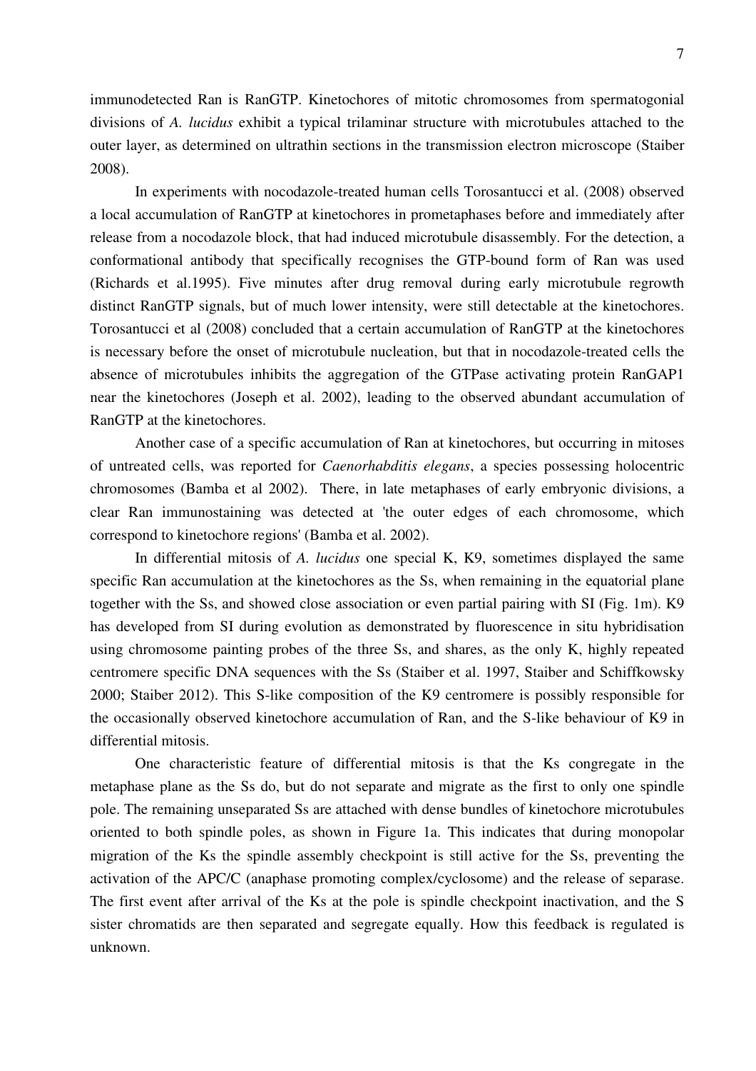immunodetected Ran is RanGTP. Kinetochores of mitotic chromosomes from spermatogonial divisions of *A. lucidus* exhibit a typical trilaminar structure with microtubules attached to the outer layer, as determined on ultrathin sections in the transmission electron microscope (Staiber 2008).

In experiments with nocodazole-treated human cells Torosantucci et al. (2008) observed a local accumulation of RanGTP at kinetochores in prometaphases before and immediately after release from a nocodazole block, that had induced microtubule disassembly. For the detection, a conformational antibody that specifically recognises the GTP-bound form of Ran was used (Richards et al.1995). Five minutes after drug removal during early microtubule regrowth distinct RanGTP signals, but of much lower intensity, were still detectable at the kinetochores. Torosantucci et al (2008) concluded that a certain accumulation of RanGTP at the kinetochores is necessary before the onset of microtubule nucleation, but that in nocodazole-treated cells the absence of microtubules inhibits the aggregation of the GTPase activating protein RanGAP1 near the kinetochores (Joseph et al. 2002), leading to the observed abundant accumulation of RanGTP at the kinetochores.

Another case of a specific accumulation of Ran at kinetochores, but occurring in mitoses of untreated cells, was reported for *Caenorhabditis elegans*, a species possessing holocentric chromosomes (Bamba et al 2002). There, in late metaphases of early embryonic divisions, a clear Ran immunostaining was detected at 'the outer edges of each chromosome, which correspond to kinetochore regions' (Bamba et al. 2002).

In differential mitosis of *A. lucidus* one special K, K9, sometimes displayed the same specific Ran accumulation at the kinetochores as the Ss, when remaining in the equatorial plane together with the Ss, and showed close association or even partial pairing with SI (Fig. 1m). K9 has developed from SI during evolution as demonstrated by fluorescence in situ hybridisation using chromosome painting probes of the three Ss, and shares, as the only K, highly repeated centromere specific DNA sequences with the Ss (Staiber et al. 1997, Staiber and Schiffkowsky 2000; Staiber 2012). This S-like composition of the K9 centromere is possibly responsible for the occasionally observed kinetochore accumulation of Ran, and the S-like behaviour of K9 in differential mitosis.

One characteristic feature of differential mitosis is that the Ks congregate in the metaphase plane as the Ss do, but do not separate and migrate as the first to only one spindle pole. The remaining unseparated Ss are attached with dense bundles of kinetochore microtubules oriented to both spindle poles, as shown in Figure 1a. This indicates that during monopolar migration of the Ks the spindle assembly checkpoint is still active for the Ss, preventing the activation of the APC/C (anaphase promoting complex/cyclosome) and the release of separase. The first event after arrival of the Ks at the pole is spindle checkpoint inactivation, and the S sister chromatids are then separated and segregate equally. How this feedback is regulated is unknown.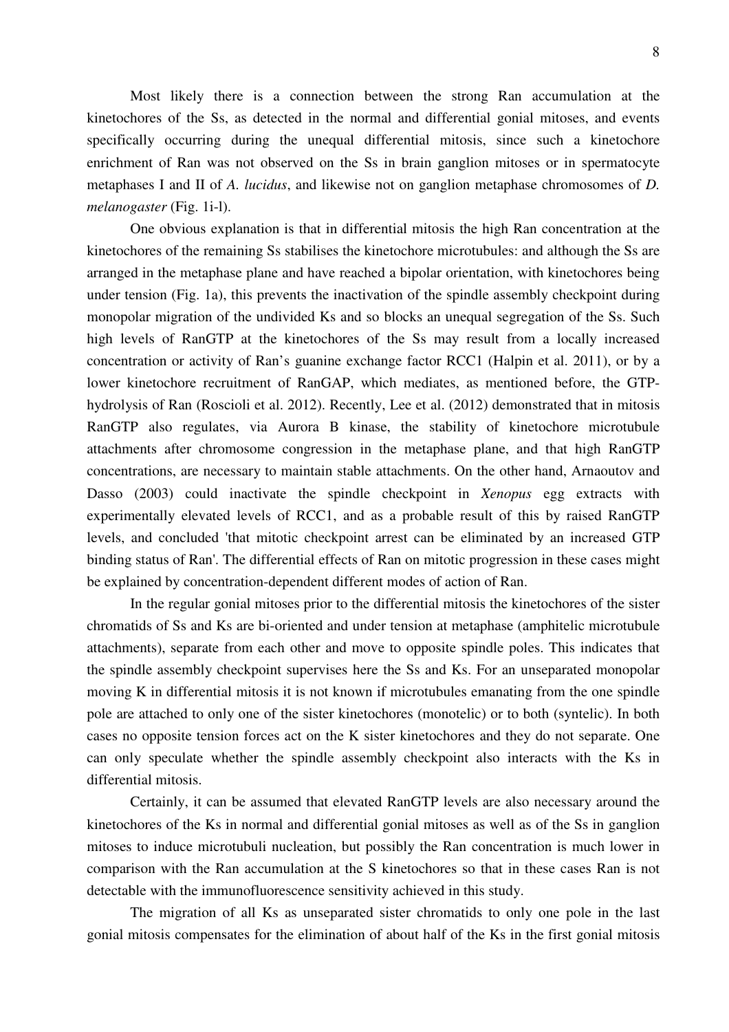Most likely there is a connection between the strong Ran accumulation at the kinetochores of the Ss, as detected in the normal and differential gonial mitoses, and events specifically occurring during the unequal differential mitosis, since such a kinetochore enrichment of Ran was not observed on the Ss in brain ganglion mitoses or in spermatocyte metaphases I and II of *A. lucidus*, and likewise not on ganglion metaphase chromosomes of *D. melanogaster* (Fig. 1i-l).

One obvious explanation is that in differential mitosis the high Ran concentration at the kinetochores of the remaining Ss stabilises the kinetochore microtubules: and although the Ss are arranged in the metaphase plane and have reached a bipolar orientation, with kinetochores being under tension (Fig. 1a), this prevents the inactivation of the spindle assembly checkpoint during monopolar migration of the undivided Ks and so blocks an unequal segregation of the Ss. Such high levels of RanGTP at the kinetochores of the Ss may result from a locally increased concentration or activity of Ran's guanine exchange factor RCC1 (Halpin et al. 2011), or by a lower kinetochore recruitment of RanGAP, which mediates, as mentioned before, the GTP-hydrolysis of Ran (Roscioli et al. 2012). Recently, Lee et al. (2012) demonstrated that in mitosis RanGTP also regulates, via Aurora B kinase, the stability of kinetochore microtubule attachments after chromosome congression in the metaphase plane, and that high RanGTP concentrations, are necessary to maintain stable attachments. On the other hand, Arnaoutov and Dasso (2003) could inactivate the spindle checkpoint in *Xenopus* egg extracts with experimentally elevated levels of RCC1, and as a probable result of this by raised RanGTP levels, and concluded 'that mitotic checkpoint arrest can be eliminated by an increased GTP binding status of Ran'. The differential effects of Ran on mitotic progression in these cases might be explained by concentration-dependent different modes of action of Ran.

In the regular gonial mitoses prior to the differential mitosis the kinetochores of the sister chromatids of Ss and Ks are bi-oriented and under tension at metaphase (amphitelic microtubule attachments), separate from each other and move to opposite spindle poles. This indicates that the spindle assembly checkpoint supervises here the Ss and Ks. For an unseparated monopolar moving K in differential mitosis it is not known if microtubules emanating from the one spindle pole are attached to only one of the sister kinetochores (monotelic) or to both (syntelic). In both cases no opposite tension forces act on the K sister kinetochores and they do not separate. One can only speculate whether the spindle assembly checkpoint also interacts with the Ks in differential mitosis.

Certainly, it can be assumed that elevated RanGTP levels are also necessary around the kinetochores of the Ks in normal and differential gonial mitoses as well as of the Ss in ganglion mitoses to induce microtubuli nucleation, but possibly the Ran concentration is much lower in comparison with the Ran accumulation at the S kinetochores so that in these cases Ran is not detectable with the immunofluorescence sensitivity achieved in this study.

The migration of all Ks as unseparated sister chromatids to only one pole in the last gonial mitosis compensates for the elimination of about half of the Ks in the first gonial mitosis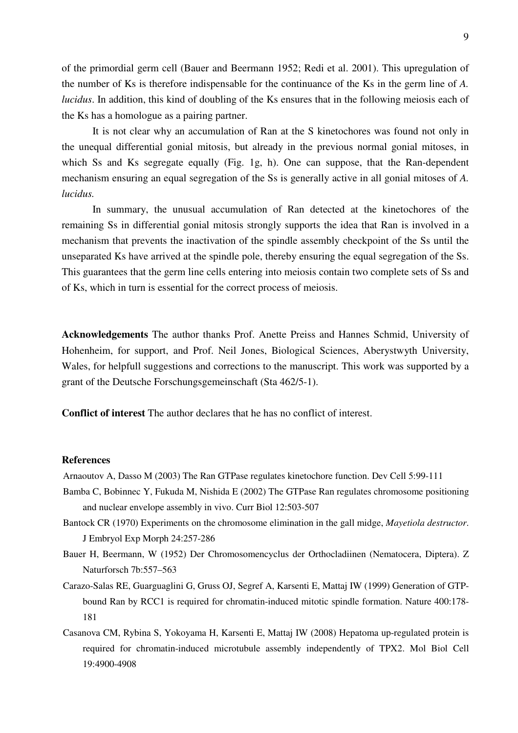of the primordial germ cell (Bauer and Beermann 1952; Redi et al. 2001). This upregulation of the number of Ks is therefore indispensable for the continuance of the Ks in the germ line of *A. lucidus*. In addition, this kind of doubling of the Ks ensures that in the following meiosis each of the Ks has a homologue as a pairing partner.

It is not clear why an accumulation of Ran at the S kinetochores was found not only in the unequal differential gonial mitosis, but already in the previous normal gonial mitoses, in which Ss and Ks segregate equally (Fig. 1g, h). One can suppose, that the Ran-dependent mechanism ensuring an equal segregation of the Ss is generally active in all gonial mitoses of *A. lucidus.*

In summary, the unusual accumulation of Ran detected at the kinetochores of the remaining Ss in differential gonial mitosis strongly supports the idea that Ran is involved in a mechanism that prevents the inactivation of the spindle assembly checkpoint of the Ss until the unseparated Ks have arrived at the spindle pole, thereby ensuring the equal segregation of the Ss. This guarantees that the germ line cells entering into meiosis contain two complete sets of Ss and of Ks, which in turn is essential for the correct process of meiosis.

**Acknowledgements** The author thanks Prof. Anette Preiss and Hannes Schmid, University of Hohenheim, for support, and Prof. Neil Jones, Biological Sciences, Aberystwyth University, Wales, for helpfull suggestions and corrections to the manuscript. This work was supported by a grant of the Deutsche Forschungsgemeinschaft (Sta 462/5-1).

**Conflict of interest** The author declares that he has no conflict of interest.

**References**

Arnaoutov A, Dasso M (2003) The Ran GTPase regulates kinetochore function. Dev Cell 5:99-111

Bamba C, Bobinnec Y, Fukuda M, Nishida E (2002) The GTPase Ran regulates chromosome positioning and nuclear envelope assembly in vivo. Curr Biol 12:503-507

Bantock CR (1970) Experiments on the chromosome elimination in the gall midge, *Mayetiola destructor*. J Embryol Exp Morph 24:257-286

Bauer H, Beermann, W (1952) Der Chromosomencyclus der Orthocladiinen (Nematocera, Diptera). Z Naturforsch 7b:557–563

Carazo-Salas RE, Guarguaglini G, Gruss OJ, Segref A, Karsenti E, Mattaj IW (1999) Generation of GTP-bound Ran by RCC1 is required for chromatin-induced mitotic spindle formation. Nature 400:178-181

Casanova CM, Rybina S, Yokoyama H, Karsenti E, Mattaj IW (2008) Hepatoma up-regulated protein is required for chromatin-induced microtubule assembly independently of TPX2. Mol Biol Cell 19:4900-4908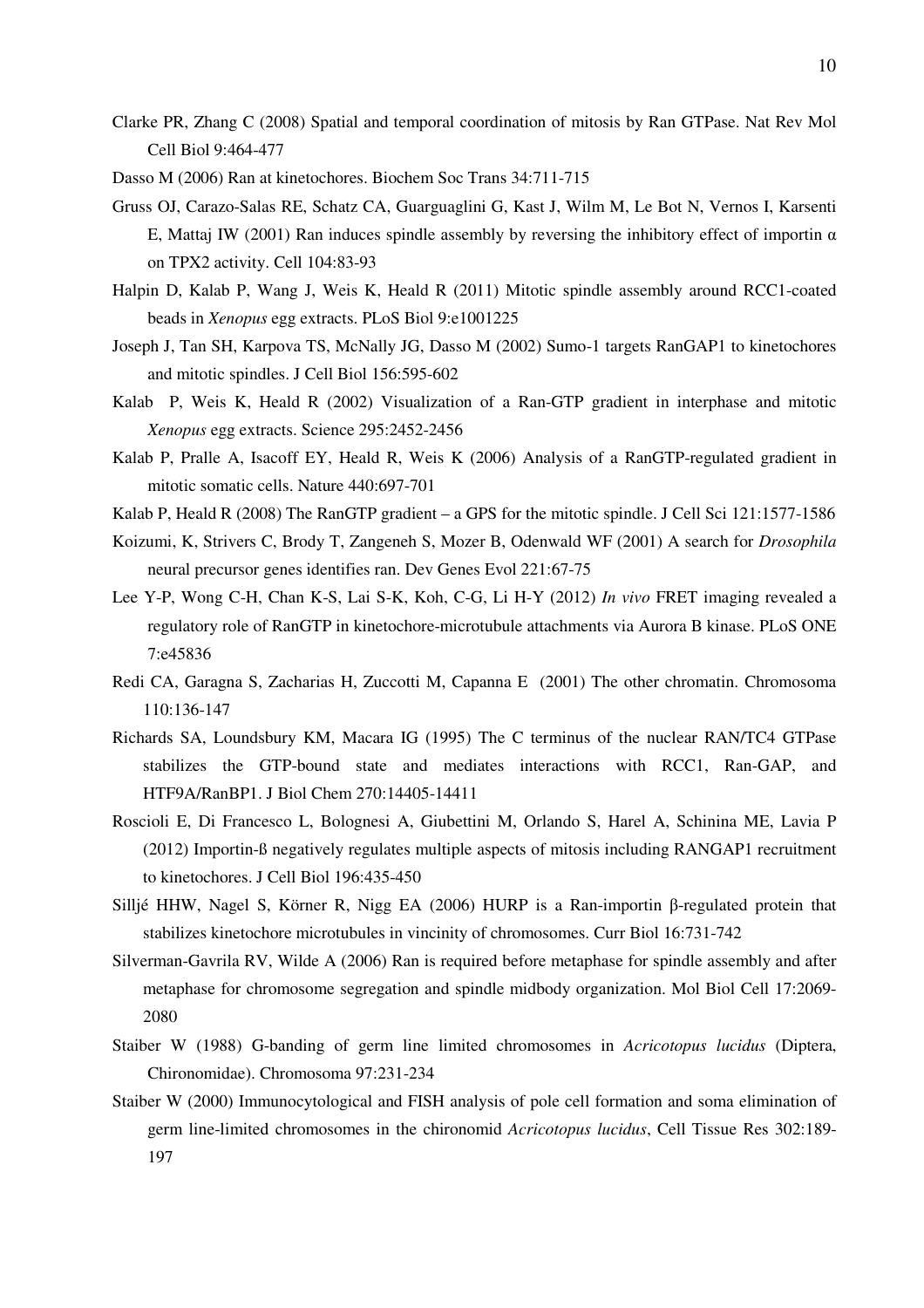Clarke PR, Zhang C (2008) Spatial and temporal coordination of mitosis by Ran GTPase. Nat Rev Mol Cell Biol 9:464-477

Dasso M (2006) Ran at kinetochores. Biochem Soc Trans 34:711-715

Gruss OJ, Carazo-Salas RE, Schatz CA, Guarguaglini G, Kast J, Wilm M, Le Bot N, Vernos I, Karsenti E, Mattaj IW (2001) Ran induces spindle assembly by reversing the inhibitory effect of importin α on TPX2 activity. Cell 104:83-93

Halpin D, Kalab P, Wang J, Weis K, Heald R (2011) Mitotic spindle assembly around RCC1-coated beads in *Xenopus* egg extracts. PLoS Biol 9:e1001225

Joseph J, Tan SH, Karpova TS, McNally JG, Dasso M (2002) Sumo-1 targets RanGAP1 to kinetochores and mitotic spindles. J Cell Biol 156:595-602

Kalab P, Weis K, Heald R (2002) Visualization of a Ran-GTP gradient in interphase and mitotic *Xenopus* egg extracts. Science 295:2452-2456

Kalab P, Pralle A, Isacoff EY, Heald R, Weis K (2006) Analysis of a RanGTP-regulated gradient in mitotic somatic cells. Nature 440:697-701

Kalab P, Heald R (2008) The RanGTP gradient – a GPS for the mitotic spindle. J Cell Sci 121:1577-1586

Koizumi, K, Strivers C, Brody T, Zangeneh S, Mozer B, Odenwald WF (2001) A search for *Drosophila* neural precursor genes identifies ran. Dev Genes Evol 221:67-75

Lee Y-P, Wong C-H, Chan K-S, Lai S-K, Koh, C-G, Li H-Y (2012) *In vivo* FRET imaging revealed a regulatory role of RanGTP in kinetochore-microtubule attachments via Aurora B kinase. PLoS ONE 7:e45836

Redi CA, Garagna S, Zacharias H, Zuccotti M, Capanna E (2001) The other chromatin. Chromosoma 110:136-147

Richards SA, Loundsbury KM, Macara IG (1995) The C terminus of the nuclear RAN/TC4 GTPase stabilizes the GTP-bound state and mediates interactions with RCC1, Ran-GAP, and HTF9A/RanBP1. J Biol Chem 270:14405-14411

Roscioli E, Di Francesco L, Bolognesi A, Giubettini M, Orlando S, Harel A, Schinina ME, Lavia P (2012) Importin-ß negatively regulates multiple aspects of mitosis including RANGAP1 recruitment to kinetochores. J Cell Biol 196:435-450

Silljé HHW, Nagel S, Körner R, Nigg EA (2006) HURP is a Ran-importin β-regulated protein that stabilizes kinetochore microtubules in vincinity of chromosomes. Curr Biol 16:731-742

Silverman-Gavrila RV, Wilde A (2006) Ran is required before metaphase for spindle assembly and after metaphase for chromosome segregation and spindle midbody organization. Mol Biol Cell 17:2069-2080

Staiber W (1988) G-banding of germ line limited chromosomes in *Acricotopus lucidus* (Diptera, Chironomidae). Chromosoma 97:231-234

Staiber W (2000) Immunocytological and FISH analysis of pole cell formation and soma elimination of germ line-limited chromosomes in the chironomid *Acricotopus lucidus*, Cell Tissue Res 302:189-197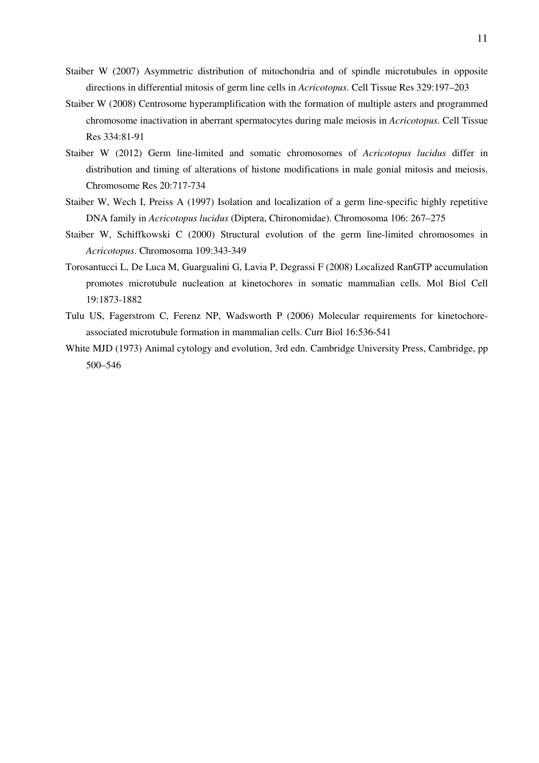Staiber W (2007) Asymmetric distribution of mitochondria and of spindle microtubules in opposite directions in differential mitosis of germ line cells in *Acricotopus*. Cell Tissue Res 329:197–203

Staiber W (2008) Centrosome hyperamplification with the formation of multiple asters and programmed chromosome inactivation in aberrant spermatocytes during male meiosis in *Acricotopus*. Cell Tissue Res 334:81-91

Staiber W (2012) Germ line-limited and somatic chromosomes of *Acricotopus lucidus* differ in distribution and timing of alterations of histone modifications in male gonial mitosis and meiosis. Chromosome Res 20:717-734

Staiber W, Wech I, Preiss A (1997) Isolation and localization of a germ line-specific highly repetitive DNA family in *Acricotopus lucidus* (Diptera, Chironomidae). Chromosoma 106: 267–275

Staiber W, Schiffkowski C (2000) Structural evolution of the germ line-limited chromosomes in *Acricotopus*. Chromosoma 109:343-349

Torosantucci L, De Luca M, Guargualini G, Lavia P, Degrassi F (2008) Localized RanGTP accumulation promotes microtubule nucleation at kinetochores in somatic mammalian cells. Mol Biol Cell 19:1873-1882

Tulu US, Fagerstrom C, Ferenz NP, Wadsworth P (2006) Molecular requirements for kinetochore-associated microtubule formation in mammalian cells. Curr Biol 16:536-541

White MJD (1973) Animal cytology and evolution, 3rd edn. Cambridge University Press, Cambridge, pp 500–546